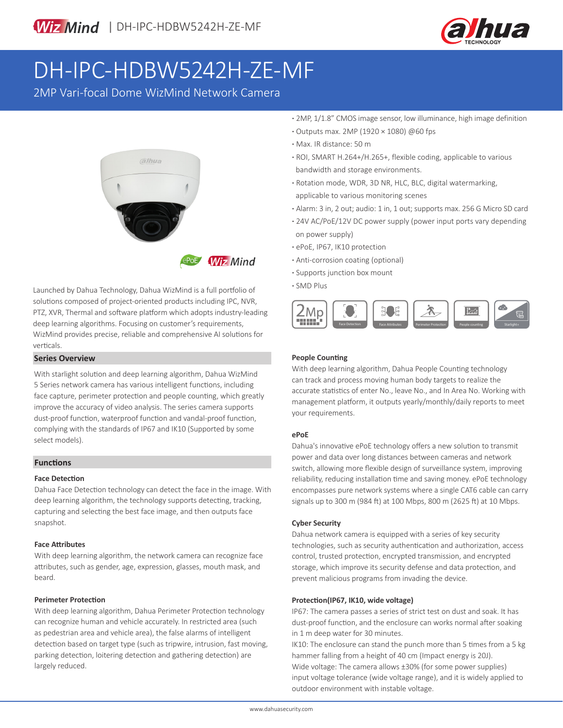# DH-IPC-HDBW5242H-ZE-MF

2MP Vari-focal Dome WizMind Network Camera

- 2MP, 1/1.8" CMOS image sensor, low illuminance, high image definition
- Outputs max. 2MP (1920 × 1080) @60 fps
- Max. IR distance: 50 m
- ROI, SMART H.264+/H.265+, flexible coding, applicable to various bandwidth and storage environments.
- Rotation mode, WDR, 3D NR, HLC, BLC, digital watermarking, applicable to various monitoring scenes
- Alarm: 3 in, 2 out; audio: 1 in, 1 out; supports max. 256 G Micro SD card
- 24V AC/PoE/12V DC power supply (power input ports vary depending on power supply)
- ePoE, IP67, IK10 protection
- Anti-corrosion coating (optional)
- Supports junction box mount
- SMD Plus

Launched by Dahua Technology, Dahua WizMind is a full portfolio of solutions composed of project-oriented products including IPC, NVR, PTZ, XVR, Thermal and software platform which adopts industry-leading deep learning algorithms. Focusing on customer's requirements, WizMind provides precise, reliable and comprehensive AI solutions for verticals.

## Series Overview

With starlight solution and deep learning algorithm, Dahua WizMind 5 Series network camera has various intelligent functions, including face capture, perimeter protection and people counting, which greatly improve the accuracy of video analysis. The series camera supports dust-proof function, waterproof function and vandal-proof function, complying with the standards of IP67 and IK10 (Supported by some select models).

## Functions

### Face Detection

Dahua Face Detection technology can detect the face in the image. With deep learning algorithm, the technology supports detecting, tracking, capturing and selecting the best face image, and then outputs face snapshot.

### Face Attributes

With deep learning algorithm, the network camera can recognize face attributes, such as gender, age, expression, glasses, mouth mask, and beard.

### Perimeter Protection

With deep learning algorithm, Dahua Perimeter Protection technology can recognize human and vehicle accurately. In restricted area (such as pedestrian area and vehicle area), the false alarms of intelligent detection based on target type (such as tripwire, intrusion, fast moving, parking detection, loitering detection and gathering detection) are largely reduced.

### People Counting

With deep learning algorithm, Dahua People Counting technology can track and process moving human body targets to realize the accurate statistics of enter No., leave No., and In Area No. Working with management platform, it outputs yearly/monthly/daily reports to meet your requirements.

### ePoE

Dahua's innovative ePoE technology offers a new solution to transmit power and data over long distances between cameras and network switch, allowing more flexible design of surveillance system, improving reliability, reducing installation time and saving money. ePoE technology encompasses pure network systems where a single CAT6 cable can carry signals up to 300 m (984 ft) at 100 Mbps, 800 m (2625 ft) at 10 Mbps.

### Cyber Security

Dahua network camera is equipped with a series of key security technologies, such as security authentication and authorization, access control, trusted protection, encrypted transmission, and encrypted storage, which improve its security defense and data protection, and prevent malicious programs from invading the device.

### Protection(IP67, IK10, wide voltage)

IP67: The camera passes a series of strict test on dust and soak. It has dust-proof function, and the enclosure can works normal after soaking in 1 m deep water for 30 minutes.

IK10: The enclosure can stand the punch more than 5 times from a 5 kg hammer falling from a height of 40 cm (Impact energy is 20J).

Wide voltage: The camera allows ±30% (for some power supplies) input voltage tolerance (wide voltage range), and it is widely applied to outdoor environment with instable voltage.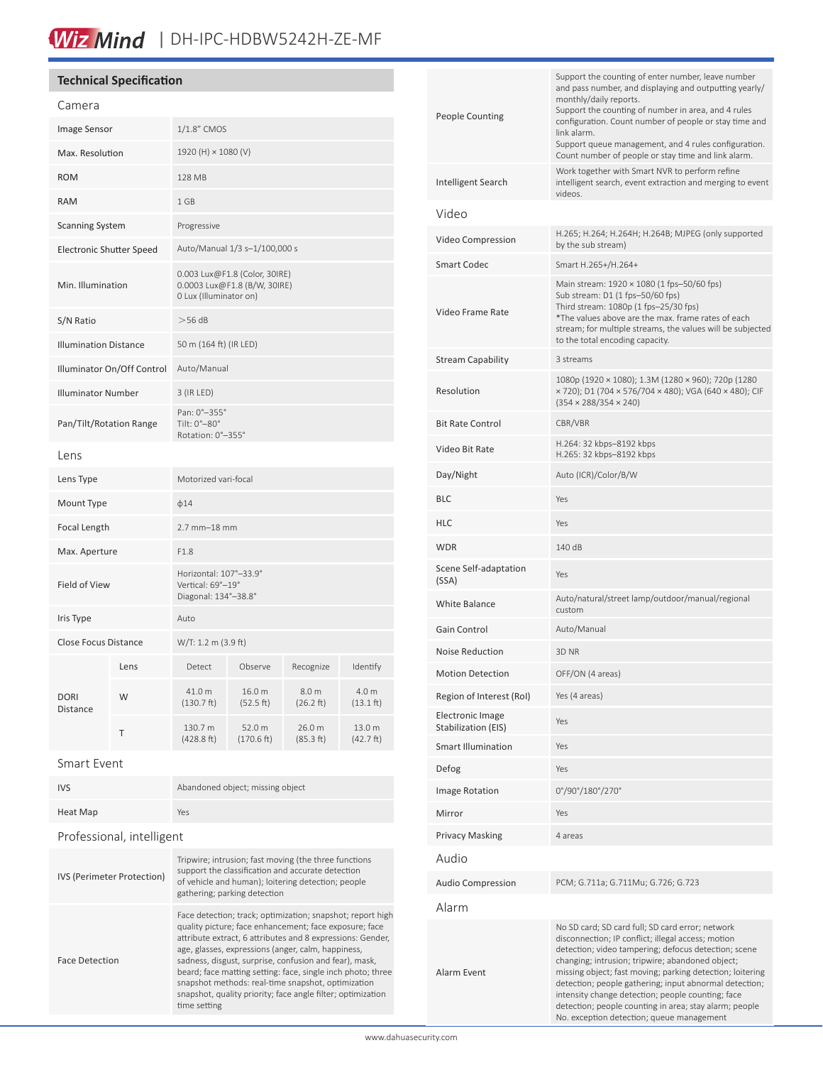# Wiz Mind | DH-IPC-HDBW5242H-ZE-MF

## Technical Specification

### Camera

| | |
|---|---|
| Image Sensor | 1/1.8" CMOS |
| Max. Resolution | 1920 (H) × 1080 (V) |
| ROM | 128 MB |
| RAM | 1 GB |
| Scanning System | Progressive |
| Electronic Shutter Speed | Auto/Manual 1/3 s–1/100,000 s |
| Min. Illumination | 0.003 Lux@F1.8 (Color, 30IRE)<br>0.0003 Lux@F1.8 (B/W, 30IRE)<br>0 Lux (Illuminator on) |
| S/N Ratio | >56 dB |
| Illumination Distance | 50 m (164 ft) (IR LED) |
| Illuminator On/Off Control | Auto/Manual |
| Illuminator Number | 3 (IR LED) |
| Pan/Tilt/Rotation Range | Pan: 0°–355°<br>Tilt: 0°–80°<br>Rotation: 0°–355° |

### Lens

| | | | | | |
|---|---|---|---|---|---|
| Lens Type | Motorized vari-focal | | | | |
| Mount Type | ϕ14 | | | | |
| Focal Length | 2.7 mm–18 mm | | | | |
| Max. Aperture | F1.8 | | | | |
| Field of View | Horizontal: 107°–33.9°<br>Vertical: 69°–19°<br>Diagonal: 134°–38.8° | | | | |
| Iris Type | Auto | | | | |
| Close Focus Distance | W/T: 1.2 m (3.9 ft) | | | | |
| DORI Distance | Lens | Detect | Observe | Recognize | Identify |
| | W | 41.0 m (130.7 ft) | 16.0 m (52.5 ft) | 8.0 m (26.2 ft) | 4.0 m (13.1 ft) |
| | T | 130.7 m (428.8 ft) | 52.0 m (170.6 ft) | 26.0 m (85.3 ft) | 13.0 m (42.7 ft) |

### Smart Event

| | |
|---|---|
| IVS | Abandoned object; missing object |
| Heat Map | Yes |

### Professional, intelligent

| | |
|---|---|
| IVS (Perimeter Protection) | Tripwire; intrusion; fast moving (the three functions support the classification and accurate detection of vehicle and human); loitering detection; people gathering; parking detection |
| Face Detection | Face detection; track; optimization; snapshot; report high quality picture; face enhancement; face exposure; face attribute extract, 6 attributes and 8 expressions: Gender, age, glasses, expressions (anger, calm, happiness, sadness, disgust, surprise, confusion and fear), mask, beard; face matting setting: face, single inch photo; three snapshot methods: real-time snapshot, optimization snapshot, quality priority; face angle filter; optimization time setting |
| People Counting | Support the counting of enter number, leave number and pass number, and displaying and outputting yearly/monthly/daily reports.<br>Support the counting of number in area, and 4 rules configuration. Count number of people or stay time and link alarm.<br>Support queue management, and 4 rules configuration. Count number of people or stay time and link alarm. |
| Intelligent Search | Work together with Smart NVR to perform refine intelligent search, event extraction and merging to event videos. |

### Video

| | |
|---|---|
| Video Compression | H.265; H.264; H.264H; H.264B; MJPEG (only supported by the sub stream) |
| Smart Codec | Smart H.265+/H.264+ |
| Video Frame Rate | Main stream: 1920 × 1080 (1 fps–50/60 fps)<br>Sub stream: D1 (1 fps–50/60 fps)<br>Third stream: 1080p (1 fps–25/30 fps)<br>*The values above are the max. frame rates of each stream; for multiple streams, the values will be subjected to the total encoding capacity. |
| Stream Capability | 3 streams |
| Resolution | 1080p (1920 × 1080); 1.3M (1280 × 960); 720p (1280 × 720); D1 (704 × 576/704 × 480); VGA (640 × 480); CIF (354 × 288/354 × 240) |
| Bit Rate Control | CBR/VBR |
| Video Bit Rate | H.264: 32 kbps–8192 kbps<br>H.265: 32 kbps–8192 kbps |
| Day/Night | Auto (ICR)/Color/B/W |
| BLC | Yes |
| HLC | Yes |
| WDR | 140 dB |
| Scene Self-adaptation (SSA) | Yes |
| White Balance | Auto/natural/street lamp/outdoor/manual/regional custom |
| Gain Control | Auto/Manual |
| Noise Reduction | 3D NR |
| Motion Detection | OFF/ON (4 areas) |
| Region of Interest (RoI) | Yes (4 areas) |
| Electronic Image Stabilization (EIS) | Yes |
| Smart Illumination | Yes |
| Defog | Yes |
| Image Rotation | 0°/90°/180°/270° |
| Mirror | Yes |
| Privacy Masking | 4 areas |

### Audio

| | |
|---|---|
| Audio Compression | PCM; G.711a; G.711Mu; G.726; G.723 |

### Alarm

| | |
|---|---|
| Alarm Event | No SD card; SD card full; SD card error; network disconnection; IP conflict; illegal access; motion detection; video tampering; defocus detection; scene changing; intrusion; tripwire; abandoned object; missing object; fast moving; parking detection; loitering detection; people gathering; input abnormal detection; intensity change detection; people counting; face detection; people counting in area; stay alarm; people No. exception detection; queue management |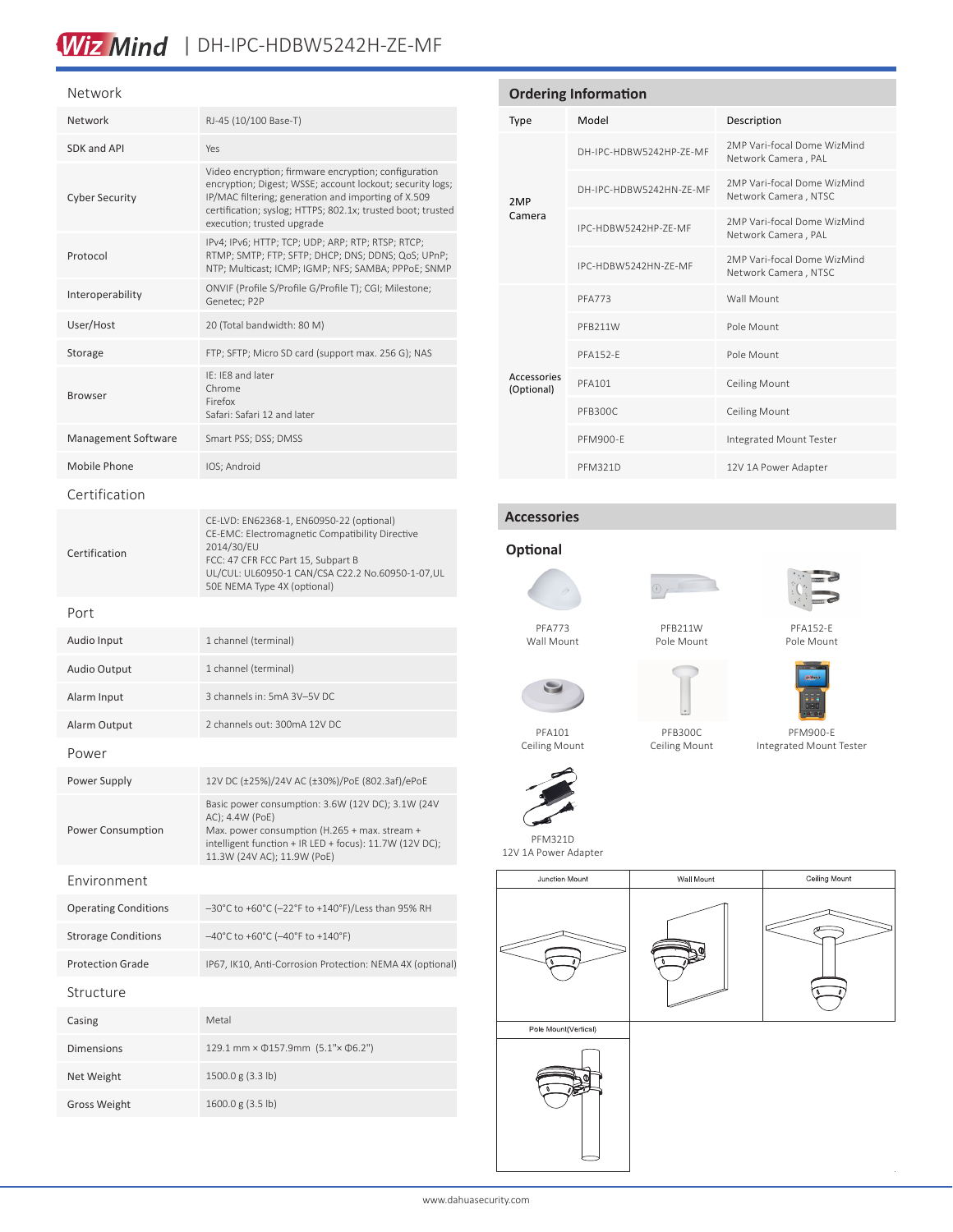## Network

| Network | RJ-45 (10/100 Base-T) |
|---|---|
| SDK and API | Yes |
| Cyber Security | Video encryption; firmware encryption; configuration encryption; Digest; WSSE; account lockout; security logs; IP/MAC filtering; generation and importing of X.509 certification; syslog; HTTPS; 802.1x; trusted boot; trusted execution; trusted upgrade |
| Protocol | IPv4; IPv6; HTTP; TCP; UDP; ARP; RTP; RTSP; RTCP; RTMP; SMTP; FTP; SFTP; DHCP; DNS; DDNS; QoS; UPnP; NTP; Multicast; ICMP; IGMP; NFS; SAMBA; PPPoE; SNMP |
| Interoperability | ONVIF (Profile S/Profile G/Profile T); CGI; Milestone; Genetec; P2P |
| User/Host | 20 (Total bandwidth: 80 M) |
| Storage | FTP; SFTP; Micro SD card (support max. 256 G); NAS |
| Browser | IE: IE8 and later<br>Chrome<br>Firefox<br>Safari: Safari 12 and later |
| Management Software | Smart PSS; DSS; DMSS |
| Mobile Phone | IOS; Android |

## Certification

| Certification | CE-LVD: EN62368-1, EN60950-22 (optional)<br>CE-EMC: Electromagnetic Compatibility Directive 2014/30/EU<br>FCC: 47 CFR FCC Part 15, Subpart B<br>UL/CUL: UL60950-1 CAN/CSA C22.2 No.60950-1-07,UL 50E NEMA Type 4X (optional) |
|---|---|

## Port

| Audio Input | 1 channel (terminal) |
|---|---|
| Audio Output | 1 channel (terminal) |
| Alarm Input | 3 channels in: 5mA 3V–5V DC |
| Alarm Output | 2 channels out: 300mA 12V DC |

## Power

| Power Supply | 12V DC (±25%)/24V AC (±30%)/PoE (802.3af)/ePoE |
|---|---|
| Power Consumption | Basic power consumption: 3.6W (12V DC); 3.1W (24V AC); 4.4W (PoE)<br>Max. power consumption (H.265 + max. stream + intelligent function + IR LED + focus): 11.7W (12V DC); 11.3W (24V AC); 11.9W (PoE) |

## Environment

| Operating Conditions | –30°C to +60°C (–22°F to +140°F)/Less than 95% RH |
|---|---|
| Strorage Conditions | –40°C to +60°C (–40°F to +140°F) |
| Protection Grade | IP67, IK10, Anti-Corrosion Protection: NEMA 4X (optional) |

## Structure

| Casing | Metal |
|---|---|
| Dimensions | 129.1 mm × Φ157.9mm (5.1"× Φ6.2") |
| Net Weight | 1500.0 g (3.3 lb) |
| Gross Weight | 1600.0 g (3.5 lb) |

## Ordering Information

| Type | Model | Description |
|---|---|---|
| 2MP Camera | DH-IPC-HDBW5242HP-ZE-MF | 2MP Vari-focal Dome WizMind Network Camera , PAL |
| | DH-IPC-HDBW5242HN-ZE-MF | 2MP Vari-focal Dome WizMind Network Camera , NTSC |
| | IPC-HDBW5242HP-ZE-MF | 2MP Vari-focal Dome WizMind Network Camera , PAL |
| | IPC-HDBW5242HN-ZE-MF | 2MP Vari-focal Dome WizMind Network Camera , NTSC |
| Accessories (Optional) | PFA773 | Wall Mount |
| | PFB211W | Pole Mount |
| | PFA152-E | Pole Mount |
| | PFA101 | Ceiling Mount |
| | PFB300C | Ceiling Mount |
| | PFM900-E | Integrated Mount Tester |
| | PFM321D | 12V 1A Power Adapter |

## Accessories

### Optional

PFA773
Wall Mount

PFB211W
Pole Mount

PFA152-E
Pole Mount

PFA101
Ceiling Mount

PFB300C
Ceiling Mount

PFM900-E
Integrated Mount Tester

PFM321D
12V 1A Power Adapter

Junction Mount

Wall Mount

Ceiling Mount

Pole Mount(Vertical)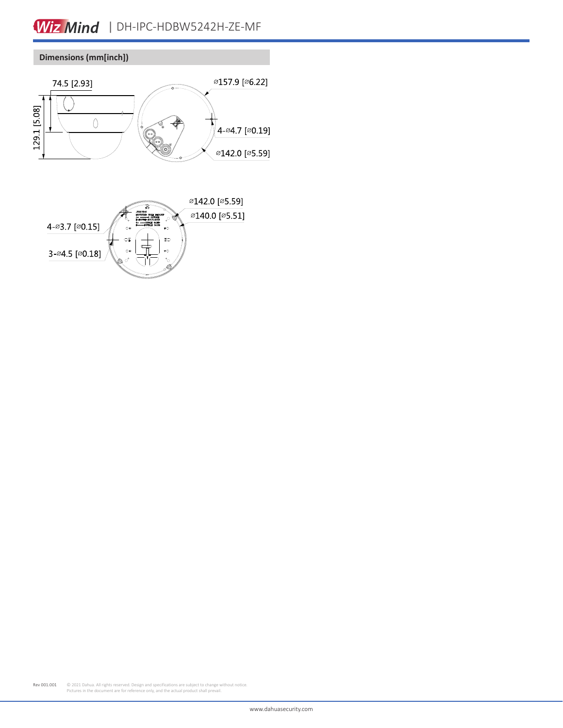## Dimensions (mm[inch])

74.5 [2.93]

129.1 [5.08]

Ø157.9 [Ø6.22]

4-Ø4.7 [Ø0.19]

Ø142.0 [Ø5.59]

Ø142.0 [Ø5.59]

Ø140.0 [Ø5.51]

4-Ø3.7 [Ø0.15]

3-Ø4.5 [Ø0.18]

Rev 001.001

© 2021 Dahua. All rights reserved. Design and specifications are subject to change without notice.
Pictures in the document are for reference only, and the actual product shall prevail.